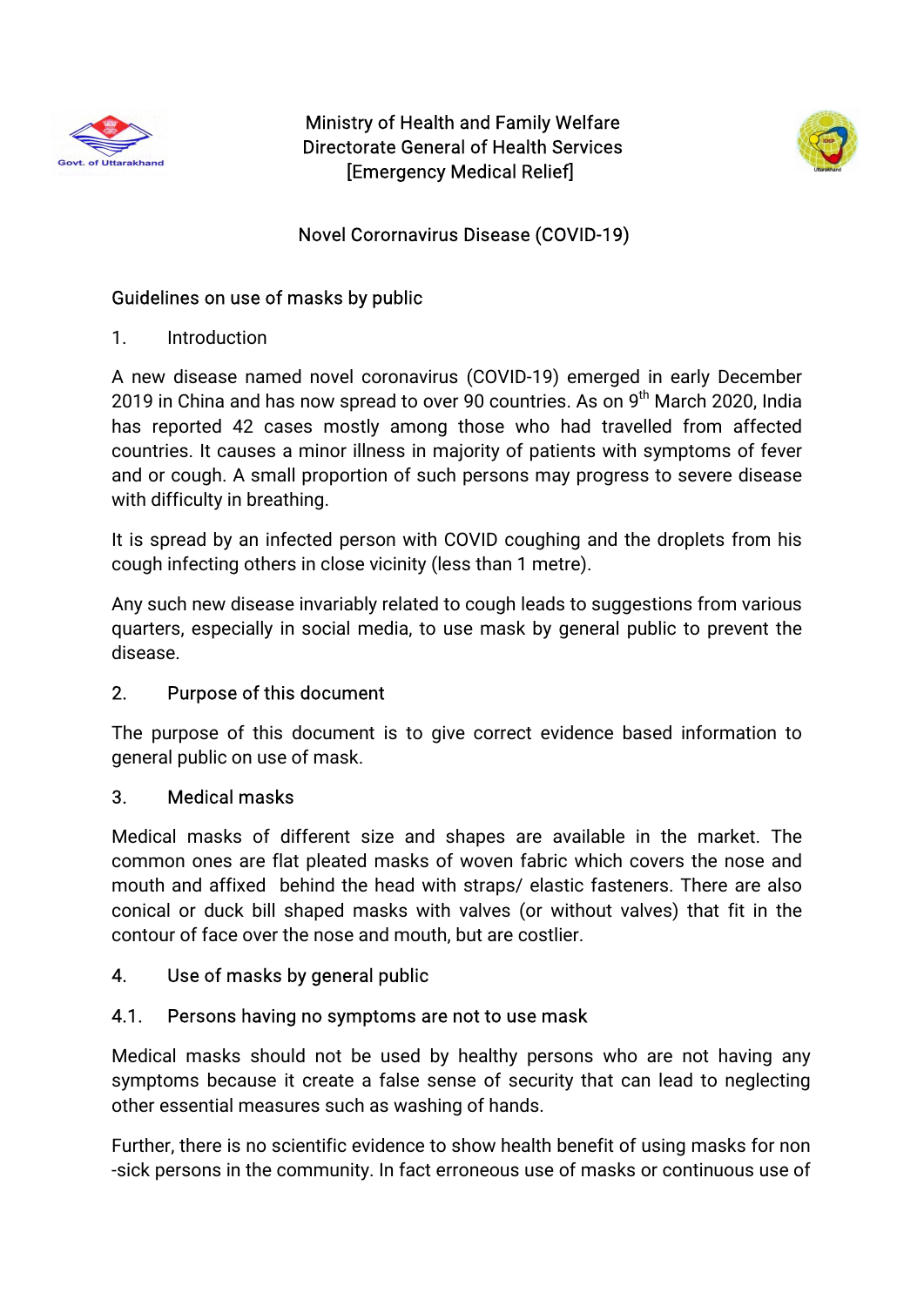Ministry of Health and Family Welfare
Directorate General of Health Services
[Emergency Medical Relief]

# Novel Corornavirus Disease (COVID-19)

## Guidelines on use of masks by public

### 1. Introduction

A new disease named novel coronavirus (COVID-19) emerged in early December 2019 in China and has now spread to over 90 countries. As on 9th March 2020, India has reported 42 cases mostly among those who had travelled from affected countries. It causes a minor illness in majority of patients with symptoms of fever and or cough. A small proportion of such persons may progress to severe disease with difficulty in breathing.

It is spread by an infected person with COVID coughing and the droplets from his cough infecting others in close vicinity (less than 1 metre).

Any such new disease invariably related to cough leads to suggestions from various quarters, especially in social media, to use mask by general public to prevent the disease.

### 2. Purpose of this document

The purpose of this document is to give correct evidence based information to general public on use of mask.

### 3. Medical masks

Medical masks of different size and shapes are available in the market. The common ones are flat pleated masks of woven fabric which covers the nose and mouth and affixed behind the head with straps/ elastic fasteners. There are also conical or duck bill shaped masks with valves (or without valves) that fit in the contour of face over the nose and mouth, but are costlier.

### 4. Use of masks by general public

#### 4.1. Persons having no symptoms are not to use mask

Medical masks should not be used by healthy persons who are not having any symptoms because it create a false sense of security that can lead to neglecting other essential measures such as washing of hands.

Further, there is no scientific evidence to show health benefit of using masks for non -sick persons in the community. In fact erroneous use of masks or continuous use of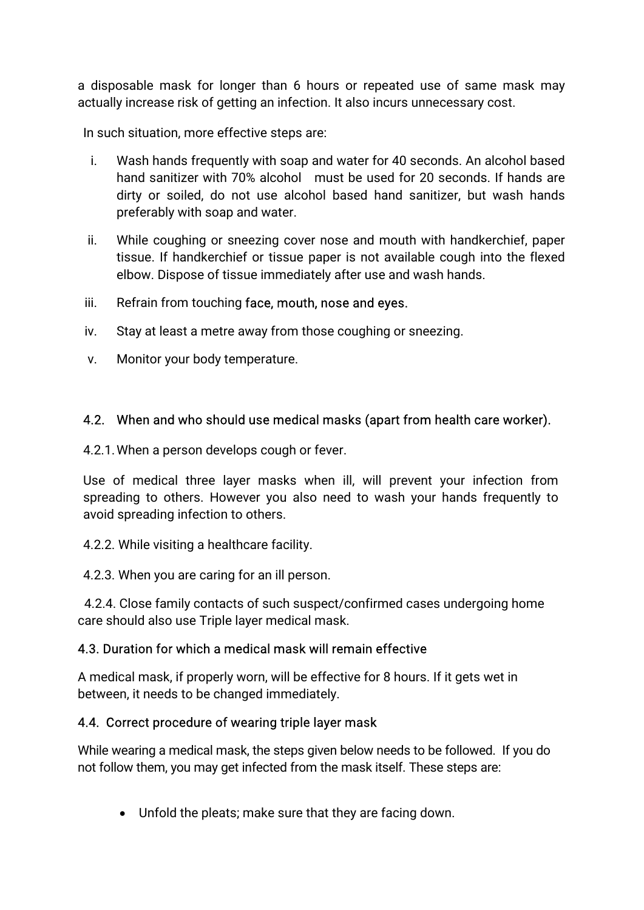a disposable mask for longer than 6 hours or repeated use of same mask may actually increase risk of getting an infection. It also incurs unnecessary cost.

In such situation, more effective steps are:

i. Wash hands frequently with soap and water for 40 seconds. An alcohol based hand sanitizer with 70% alcohol must be used for 20 seconds. If hands are dirty or soiled, do not use alcohol based hand sanitizer, but wash hands preferably with soap and water.
ii. While coughing or sneezing cover nose and mouth with handkerchief, paper tissue. If handkerchief or tissue paper is not available cough into the flexed elbow. Dispose of tissue immediately after use and wash hands.
iii. Refrain from touching face, mouth, nose and eyes.
iv. Stay at least a metre away from those coughing or sneezing.
v. Monitor your body temperature.

### 4.2. When and who should use medical masks (apart from health care worker).

4.2.1. When a person develops cough or fever.

Use of medical three layer masks when ill, will prevent your infection from spreading to others. However you also need to wash your hands frequently to avoid spreading infection to others.

4.2.2. While visiting a healthcare facility.

4.2.3. When you are caring for an ill person.

4.2.4. Close family contacts of such suspect/confirmed cases undergoing home care should also use Triple layer medical mask.

### 4.3. Duration for which a medical mask will remain effective

A medical mask, if properly worn, will be effective for 8 hours. If it gets wet in between, it needs to be changed immediately.

### 4.4. Correct procedure of wearing triple layer mask

While wearing a medical mask, the steps given below needs to be followed. If you do not follow them, you may get infected from the mask itself. These steps are:

- Unfold the pleats; make sure that they are facing down.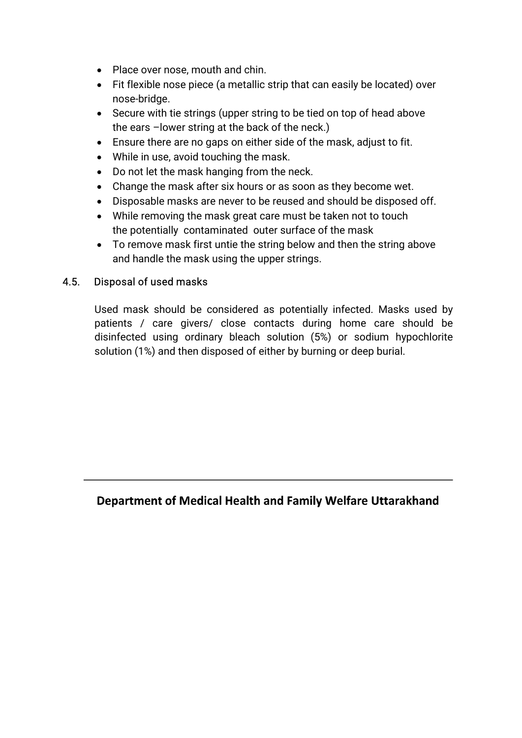- Place over nose, mouth and chin.
- Fit flexible nose piece (a metallic strip that can easily be located) over nose-bridge.
- Secure with tie strings (upper string to be tied on top of head above the ears –lower string at the back of the neck.)
- Ensure there are no gaps on either side of the mask, adjust to fit.
- While in use, avoid touching the mask.
- Do not let the mask hanging from the neck.
- Change the mask after six hours or as soon as they become wet.
- Disposable masks are never to be reused and should be disposed off.
- While removing the mask great care must be taken not to touch the potentially contaminated outer surface of the mask
- To remove mask first untie the string below and then the string above and handle the mask using the upper strings.

### 4.5. Disposal of used masks

Used mask should be considered as potentially infected. Masks used by patients / care givers/ close contacts during home care should be disinfected using ordinary bleach solution (5%) or sodium hypochlorite solution (1%) and then disposed of either by burning or deep burial.